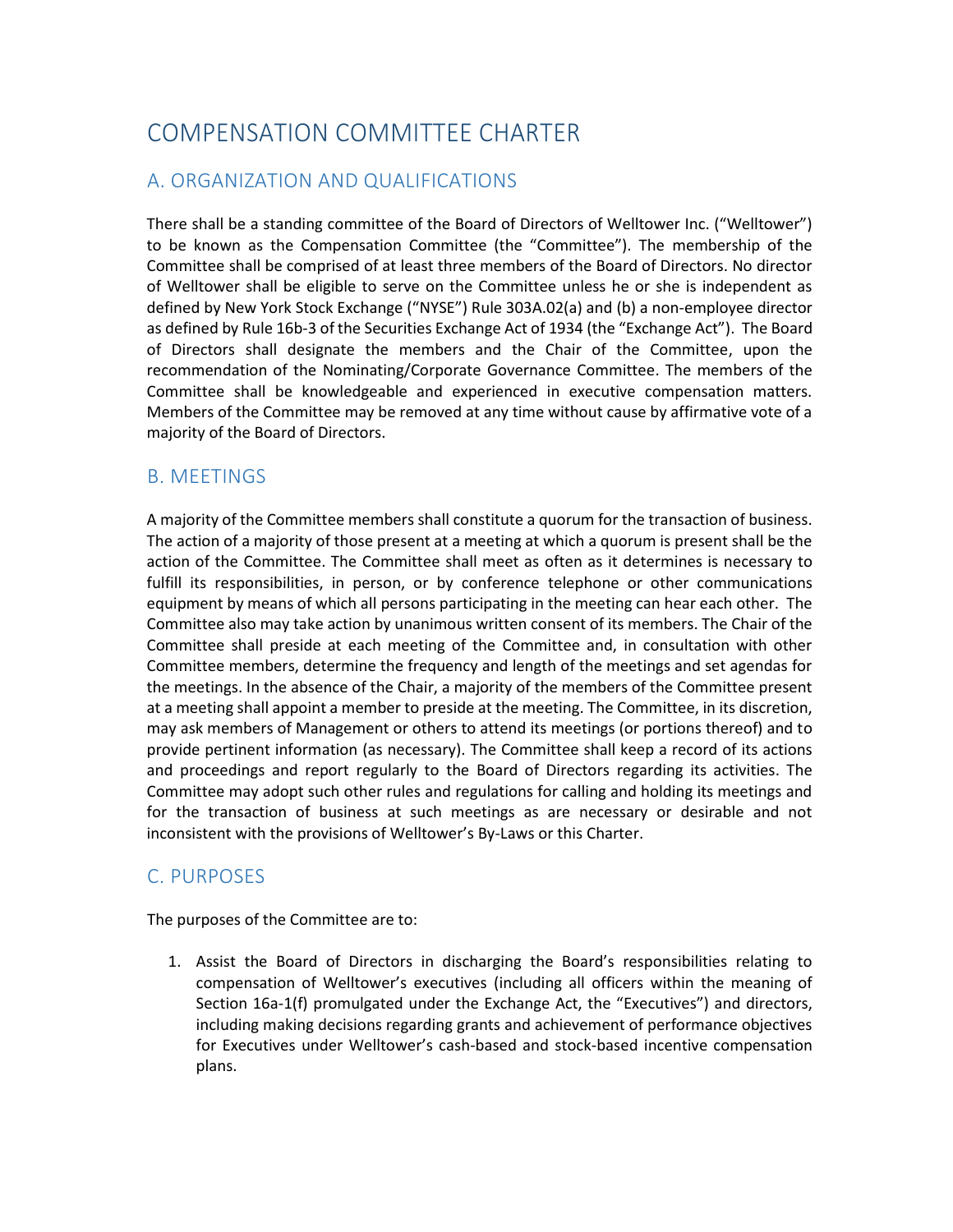# COMPENSATION COMMITTEE CHARTER

## A. ORGANIZATION AND QUALIFICATIONS

There shall be a standing committee of the Board of Directors of Welltower Inc. ("Welltower") to be known as the Compensation Committee (the "Committee"). The membership of the Committee shall be comprised of at least three members of the Board of Directors. No director of Welltower shall be eligible to serve on the Committee unless he or she is independent as defined by New York Stock Exchange ("NYSE") Rule 303A.02(a) and (b) a non-employee director as defined by Rule 16b-3 of the Securities Exchange Act of 1934 (the "Exchange Act"). The Board of Directors shall designate the members and the Chair of the Committee, upon the recommendation of the Nominating/Corporate Governance Committee. The members of the Committee shall be knowledgeable and experienced in executive compensation matters. Members of the Committee may be removed at any time without cause by affirmative vote of a majority of the Board of Directors.

## B. MEETINGS

A majority of the Committee members shall constitute a quorum for the transaction of business. The action of a majority of those present at a meeting at which a quorum is present shall be the action of the Committee. The Committee shall meet as often as it determines is necessary to fulfill its responsibilities, in person, or by conference telephone or other communications equipment by means of which all persons participating in the meeting can hear each other. The Committee also may take action by unanimous written consent of its members. The Chair of the Committee shall preside at each meeting of the Committee and, in consultation with other Committee members, determine the frequency and length of the meetings and set agendas for the meetings. In the absence of the Chair, a majority of the members of the Committee present at a meeting shall appoint a member to preside at the meeting. The Committee, in its discretion, may ask members of Management or others to attend its meetings (or portions thereof) and to provide pertinent information (as necessary). The Committee shall keep a record of its actions and proceedings and report regularly to the Board of Directors regarding its activities. The Committee may adopt such other rules and regulations for calling and holding its meetings and for the transaction of business at such meetings as are necessary or desirable and not inconsistent with the provisions of Welltower's By-Laws or this Charter.

## C. PURPOSES

The purposes of the Committee are to:

1. Assist the Board of Directors in discharging the Board's responsibilities relating to compensation of Welltower's executives (including all officers within the meaning of Section 16a-1(f) promulgated under the Exchange Act, the "Executives") and directors, including making decisions regarding grants and achievement of performance objectives for Executives under Welltower's cash-based and stock-based incentive compensation plans.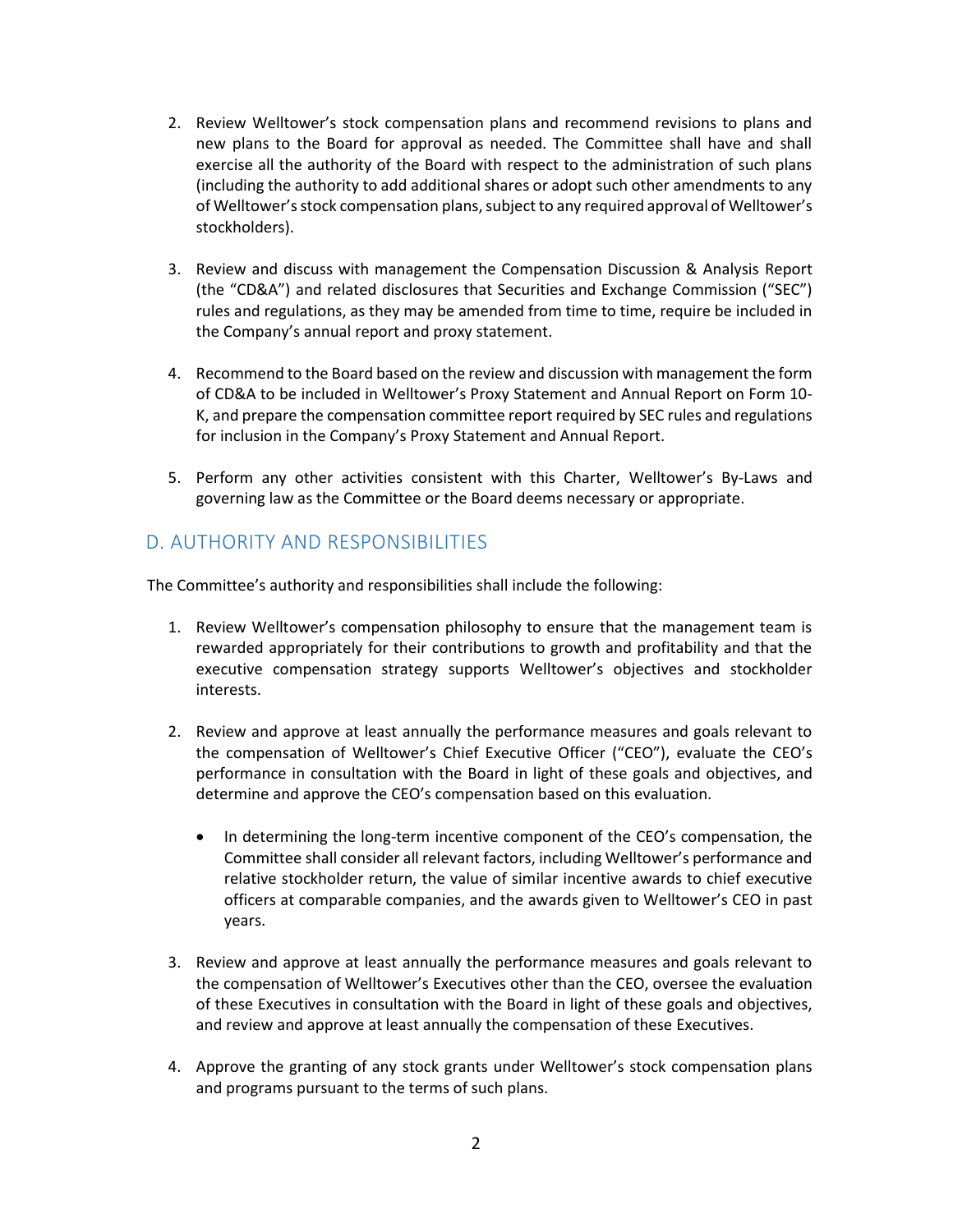2. Review Welltower's stock compensation plans and recommend revisions to plans and new plans to the Board for approval as needed. The Committee shall have and shall exercise all the authority of the Board with respect to the administration of such plans (including the authority to add additional shares or adopt such other amendments to any of Welltower's stock compensation plans, subject to any required approval of Welltower's stockholders).

3. Review and discuss with management the Compensation Discussion & Analysis Report (the "CD&A") and related disclosures that Securities and Exchange Commission ("SEC") rules and regulations, as they may be amended from time to time, require be included in the Company's annual report and proxy statement.

4. Recommend to the Board based on the review and discussion with management the form of CD&A to be included in Welltower's Proxy Statement and Annual Report on Form 10-K, and prepare the compensation committee report required by SEC rules and regulations for inclusion in the Company's Proxy Statement and Annual Report.

5. Perform any other activities consistent with this Charter, Welltower's By-Laws and governing law as the Committee or the Board deems necessary or appropriate.

## D. AUTHORITY AND RESPONSIBILITIES

The Committee's authority and responsibilities shall include the following:

1. Review Welltower's compensation philosophy to ensure that the management team is rewarded appropriately for their contributions to growth and profitability and that the executive compensation strategy supports Welltower's objectives and stockholder interests.

2. Review and approve at least annually the performance measures and goals relevant to the compensation of Welltower's Chief Executive Officer ("CEO"), evaluate the CEO's performance in consultation with the Board in light of these goals and objectives, and determine and approve the CEO's compensation based on this evaluation.

   - In determining the long-term incentive component of the CEO's compensation, the Committee shall consider all relevant factors, including Welltower's performance and relative stockholder return, the value of similar incentive awards to chief executive officers at comparable companies, and the awards given to Welltower's CEO in past years.

3. Review and approve at least annually the performance measures and goals relevant to the compensation of Welltower's Executives other than the CEO, oversee the evaluation of these Executives in consultation with the Board in light of these goals and objectives, and review and approve at least annually the compensation of these Executives.

4. Approve the granting of any stock grants under Welltower's stock compensation plans and programs pursuant to the terms of such plans.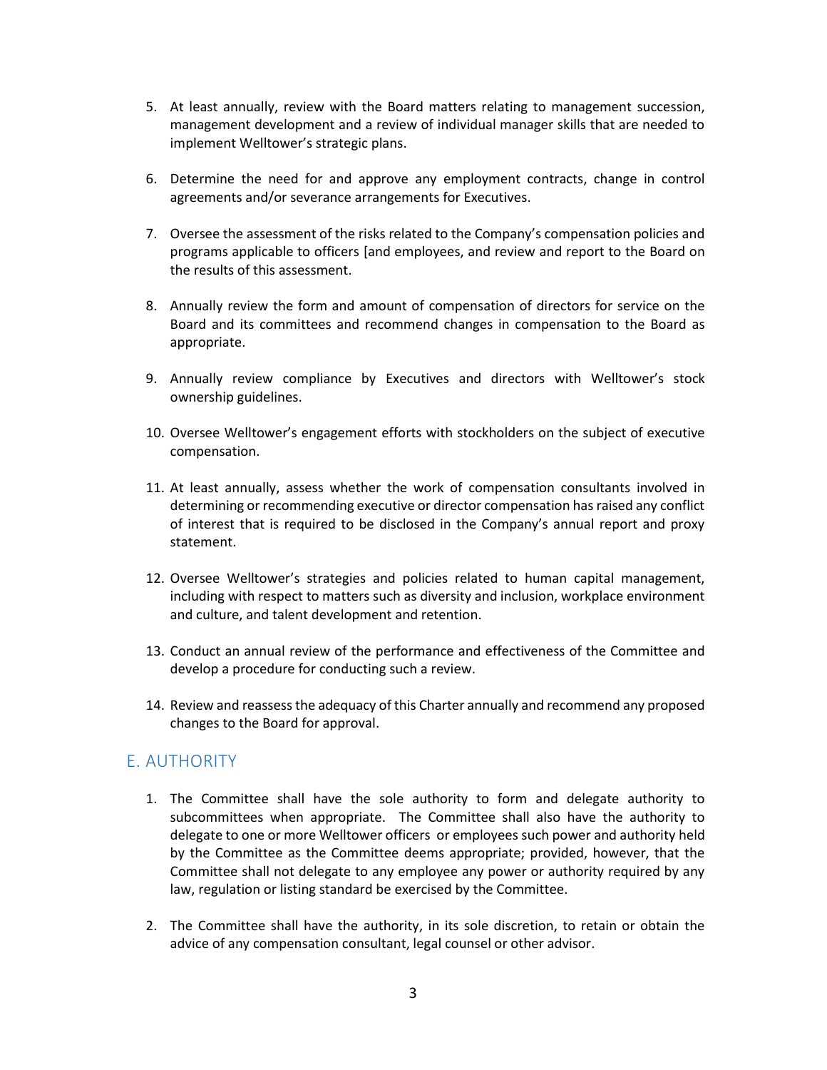5. At least annually, review with the Board matters relating to management succession, management development and a review of individual manager skills that are needed to implement Welltower's strategic plans.

6. Determine the need for and approve any employment contracts, change in control agreements and/or severance arrangements for Executives.

7. Oversee the assessment of the risks related to the Company's compensation policies and programs applicable to officers [and employees, and review and report to the Board on the results of this assessment.

8. Annually review the form and amount of compensation of directors for service on the Board and its committees and recommend changes in compensation to the Board as appropriate.

9. Annually review compliance by Executives and directors with Welltower's stock ownership guidelines.

10. Oversee Welltower's engagement efforts with stockholders on the subject of executive compensation.

11. At least annually, assess whether the work of compensation consultants involved in determining or recommending executive or director compensation has raised any conflict of interest that is required to be disclosed in the Company's annual report and proxy statement.

12. Oversee Welltower's strategies and policies related to human capital management, including with respect to matters such as diversity and inclusion, workplace environment and culture, and talent development and retention.

13. Conduct an annual review of the performance and effectiveness of the Committee and develop a procedure for conducting such a review.

14. Review and reassess the adequacy of this Charter annually and recommend any proposed changes to the Board for approval.

## E. AUTHORITY

1. The Committee shall have the sole authority to form and delegate authority to subcommittees when appropriate. The Committee shall also have the authority to delegate to one or more Welltower officers or employees such power and authority held by the Committee as the Committee deems appropriate; provided, however, that the Committee shall not delegate to any employee any power or authority required by any law, regulation or listing standard be exercised by the Committee.

2. The Committee shall have the authority, in its sole discretion, to retain or obtain the advice of any compensation consultant, legal counsel or other advisor.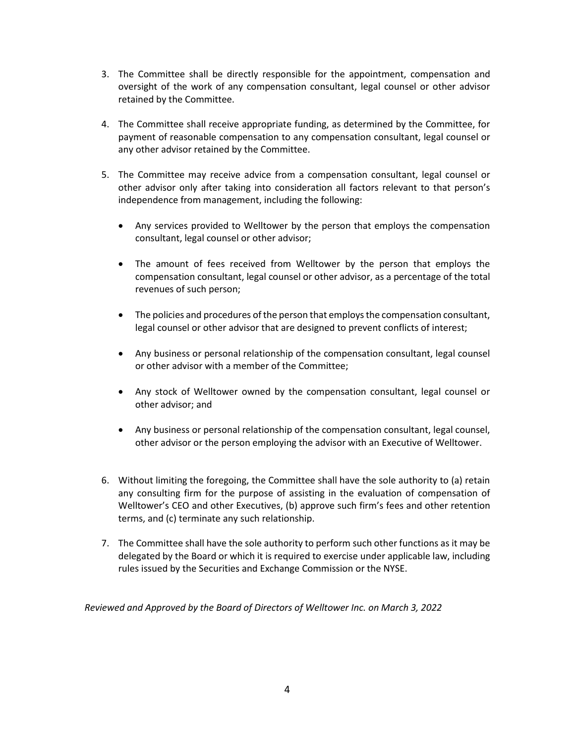3. The Committee shall be directly responsible for the appointment, compensation and oversight of the work of any compensation consultant, legal counsel or other advisor retained by the Committee.

4. The Committee shall receive appropriate funding, as determined by the Committee, for payment of reasonable compensation to any compensation consultant, legal counsel or any other advisor retained by the Committee.

5. The Committee may receive advice from a compensation consultant, legal counsel or other advisor only after taking into consideration all factors relevant to that person's independence from management, including the following:

   - Any services provided to Welltower by the person that employs the compensation consultant, legal counsel or other advisor;

   - The amount of fees received from Welltower by the person that employs the compensation consultant, legal counsel or other advisor, as a percentage of the total revenues of such person;

   - The policies and procedures of the person that employs the compensation consultant, legal counsel or other advisor that are designed to prevent conflicts of interest;

   - Any business or personal relationship of the compensation consultant, legal counsel or other advisor with a member of the Committee;

   - Any stock of Welltower owned by the compensation consultant, legal counsel or other advisor; and

   - Any business or personal relationship of the compensation consultant, legal counsel, other advisor or the person employing the advisor with an Executive of Welltower.

6. Without limiting the foregoing, the Committee shall have the sole authority to (a) retain any consulting firm for the purpose of assisting in the evaluation of compensation of Welltower's CEO and other Executives, (b) approve such firm's fees and other retention terms, and (c) terminate any such relationship.

7. The Committee shall have the sole authority to perform such other functions as it may be delegated by the Board or which it is required to exercise under applicable law, including rules issued by the Securities and Exchange Commission or the NYSE.

*Reviewed and Approved by the Board of Directors of Welltower Inc. on March 3, 2022*